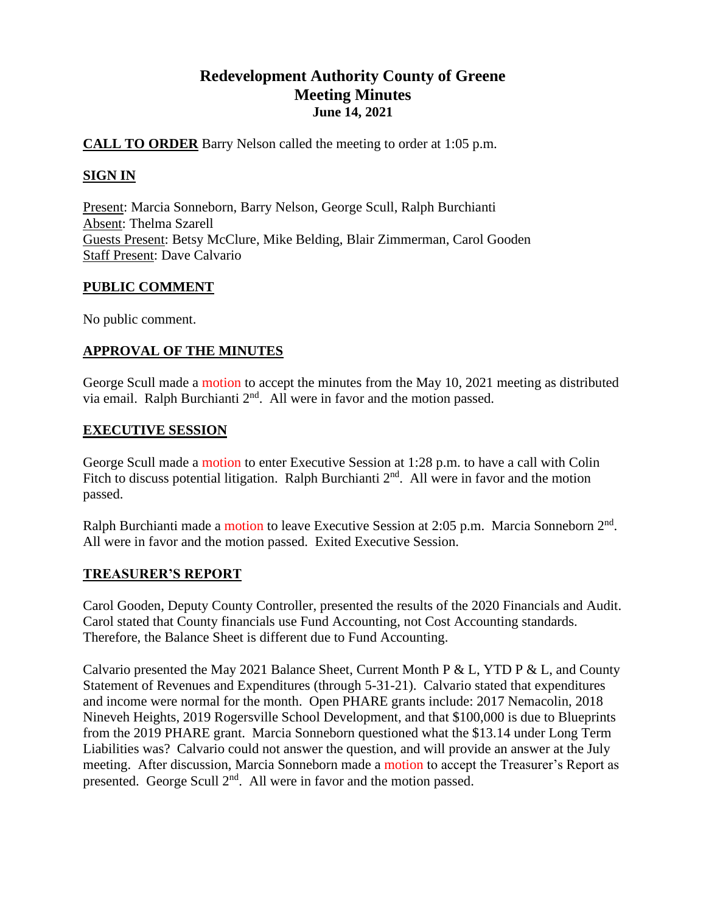# Redevelopment Authority County of Greene
## Meeting Minutes
### June 14, 2021

**CALL TO ORDER** Barry Nelson called the meeting to order at 1:05 p.m.

**SIGN IN**

Present: Marcia Sonneborn, Barry Nelson, George Scull, Ralph Burchianti
Absent: Thelma Szarell
Guests Present: Betsy McClure, Mike Belding, Blair Zimmerman, Carol Gooden
Staff Present: Dave Calvario

**PUBLIC COMMENT**

No public comment.

**APPROVAL OF THE MINUTES**

George Scull made a motion to accept the minutes from the May 10, 2021 meeting as distributed via email. Ralph Burchianti 2nd. All were in favor and the motion passed.

**EXECUTIVE SESSION**

George Scull made a motion to enter Executive Session at 1:28 p.m. to have a call with Colin Fitch to discuss potential litigation. Ralph Burchianti 2nd. All were in favor and the motion passed.

Ralph Burchianti made a motion to leave Executive Session at 2:05 p.m. Marcia Sonneborn 2nd. All were in favor and the motion passed. Exited Executive Session.

**TREASURER'S REPORT**

Carol Gooden, Deputy County Controller, presented the results of the 2020 Financials and Audit. Carol stated that County financials use Fund Accounting, not Cost Accounting standards. Therefore, the Balance Sheet is different due to Fund Accounting.

Calvario presented the May 2021 Balance Sheet, Current Month P & L, YTD P & L, and County Statement of Revenues and Expenditures (through 5-31-21). Calvario stated that expenditures and income were normal for the month. Open PHARE grants include: 2017 Nemacolin, 2018 Nineveh Heights, 2019 Rogersville School Development, and that $100,000 is due to Blueprints from the 2019 PHARE grant. Marcia Sonneborn questioned what the $13.14 under Long Term Liabilities was? Calvario could not answer the question, and will provide an answer at the July meeting. After discussion, Marcia Sonneborn made a motion to accept the Treasurer's Report as presented. George Scull 2nd. All were in favor and the motion passed.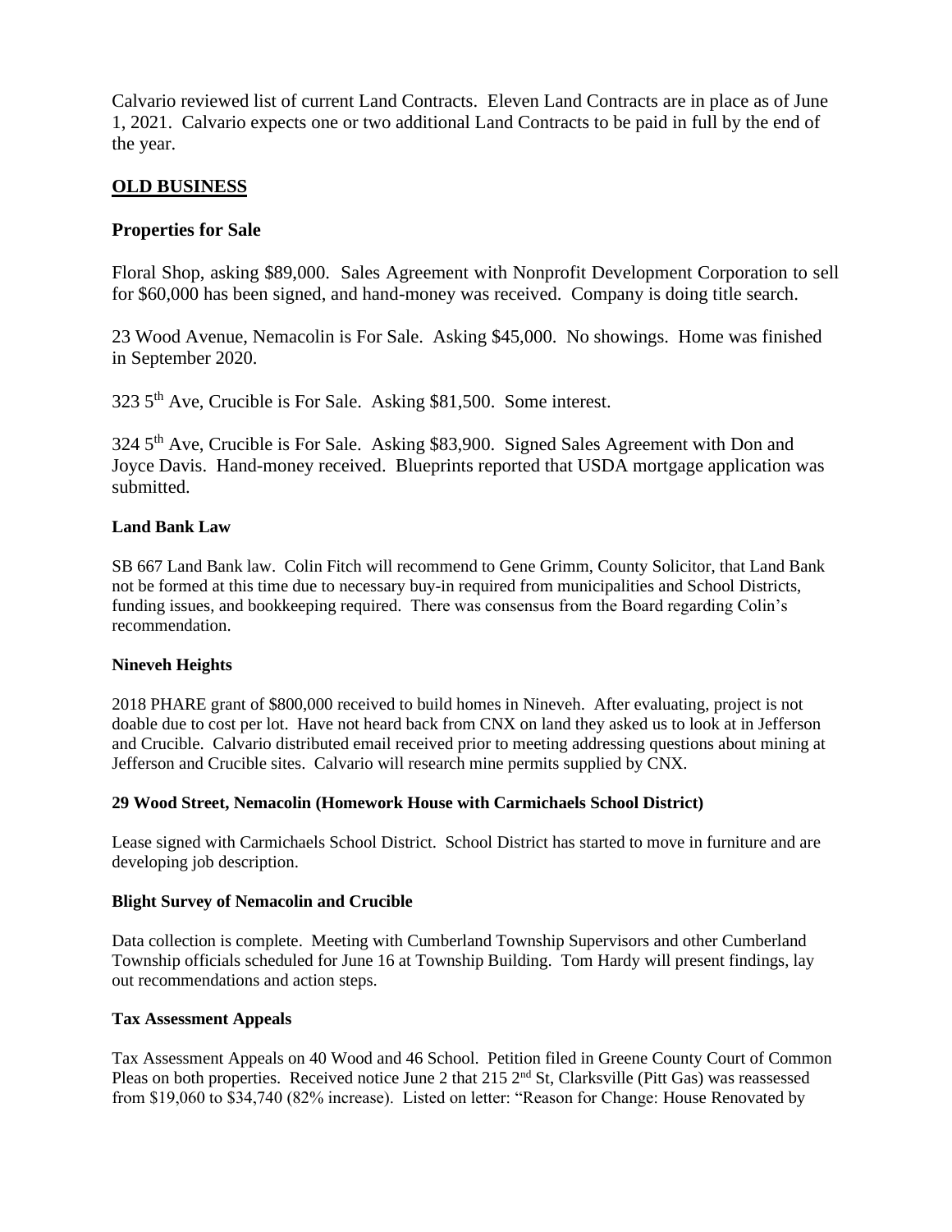Calvario reviewed list of current Land Contracts. Eleven Land Contracts are in place as of June 1, 2021. Calvario expects one or two additional Land Contracts to be paid in full by the end of the year.

## OLD BUSINESS

### Properties for Sale

Floral Shop, asking $89,000. Sales Agreement with Nonprofit Development Corporation to sell for $60,000 has been signed, and hand-money was received. Company is doing title search.

23 Wood Avenue, Nemacolin is For Sale. Asking $45,000. No showings. Home was finished in September 2020.

323 5th Ave, Crucible is For Sale. Asking $81,500. Some interest.

324 5th Ave, Crucible is For Sale. Asking $83,900. Signed Sales Agreement with Don and Joyce Davis. Hand-money received. Blueprints reported that USDA mortgage application was submitted.

#### Land Bank Law

SB 667 Land Bank law. Colin Fitch will recommend to Gene Grimm, County Solicitor, that Land Bank not be formed at this time due to necessary buy-in required from municipalities and School Districts, funding issues, and bookkeeping required. There was consensus from the Board regarding Colin's recommendation.

#### Nineveh Heights

2018 PHARE grant of $800,000 received to build homes in Nineveh. After evaluating, project is not doable due to cost per lot. Have not heard back from CNX on land they asked us to look at in Jefferson and Crucible. Calvario distributed email received prior to meeting addressing questions about mining at Jefferson and Crucible sites. Calvario will research mine permits supplied by CNX.

#### 29 Wood Street, Nemacolin (Homework House with Carmichaels School District)

Lease signed with Carmichaels School District. School District has started to move in furniture and are developing job description.

#### Blight Survey of Nemacolin and Crucible

Data collection is complete. Meeting with Cumberland Township Supervisors and other Cumberland Township officials scheduled for June 16 at Township Building. Tom Hardy will present findings, lay out recommendations and action steps.

#### Tax Assessment Appeals

Tax Assessment Appeals on 40 Wood and 46 School. Petition filed in Greene County Court of Common Pleas on both properties. Received notice June 2 that 215 2nd St, Clarksville (Pitt Gas) was reassessed from $19,060 to $34,740 (82% increase). Listed on letter: "Reason for Change: House Renovated by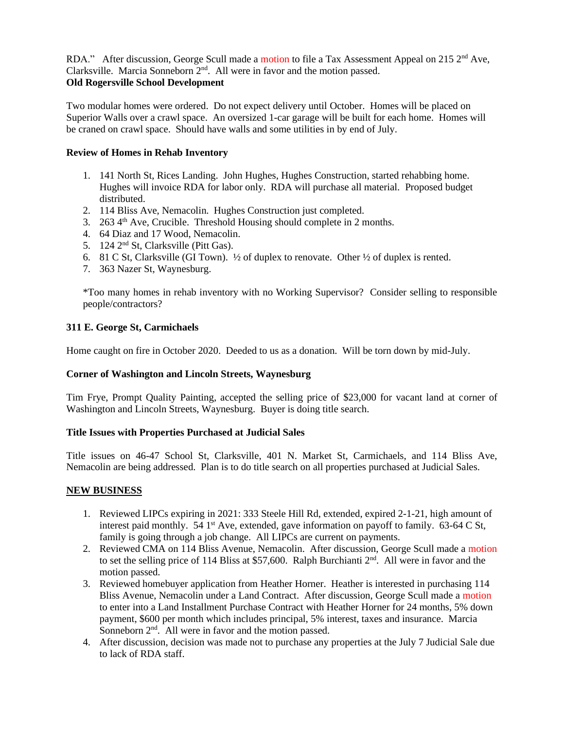RDA." After discussion, George Scull made a motion to file a Tax Assessment Appeal on 215 2nd Ave, Clarksville. Marcia Sonneborn 2nd. All were in favor and the motion passed.

**Old Rogersville School Development**

Two modular homes were ordered. Do not expect delivery until October. Homes will be placed on Superior Walls over a crawl space. An oversized 1-car garage will be built for each home. Homes will be craned on crawl space. Should have walls and some utilities in by end of July.

**Review of Homes in Rehab Inventory**

1. 141 North St, Rices Landing. John Hughes, Hughes Construction, started rehabbing home. Hughes will invoice RDA for labor only. RDA will purchase all material. Proposed budget distributed.
2. 114 Bliss Ave, Nemacolin. Hughes Construction just completed.
3. 263 4th Ave, Crucible. Threshold Housing should complete in 2 months.
4. 64 Diaz and 17 Wood, Nemacolin.
5. 124 2nd St, Clarksville (Pitt Gas).
6. 81 C St, Clarksville (GI Town). ½ of duplex to renovate. Other ½ of duplex is rented.
7. 363 Nazer St, Waynesburg.

*Too many homes in rehab inventory with no Working Supervisor? Consider selling to responsible people/contractors?

**311 E. George St, Carmichaels**

Home caught on fire in October 2020. Deeded to us as a donation. Will be torn down by mid-July.

**Corner of Washington and Lincoln Streets, Waynesburg**

Tim Frye, Prompt Quality Painting, accepted the selling price of $23,000 for vacant land at corner of Washington and Lincoln Streets, Waynesburg. Buyer is doing title search.

**Title Issues with Properties Purchased at Judicial Sales**

Title issues on 46-47 School St, Clarksville, 401 N. Market St, Carmichaels, and 114 Bliss Ave, Nemacolin are being addressed. Plan is to do title search on all properties purchased at Judicial Sales.

**NEW BUSINESS**

1. Reviewed LIPCs expiring in 2021: 333 Steele Hill Rd, extended, expired 2-1-21, high amount of interest paid monthly. 54 1st Ave, extended, gave information on payoff to family. 63-64 C St, family is going through a job change. All LIPCs are current on payments.
2. Reviewed CMA on 114 Bliss Avenue, Nemacolin. After discussion, George Scull made a motion to set the selling price of 114 Bliss at $57,600. Ralph Burchianti 2nd. All were in favor and the motion passed.
3. Reviewed homebuyer application from Heather Horner. Heather is interested in purchasing 114 Bliss Avenue, Nemacolin under a Land Contract. After discussion, George Scull made a motion to enter into a Land Installment Purchase Contract with Heather Horner for 24 months, 5% down payment, $600 per month which includes principal, 5% interest, taxes and insurance. Marcia Sonneborn 2nd. All were in favor and the motion passed.
4. After discussion, decision was made not to purchase any properties at the July 7 Judicial Sale due to lack of RDA staff.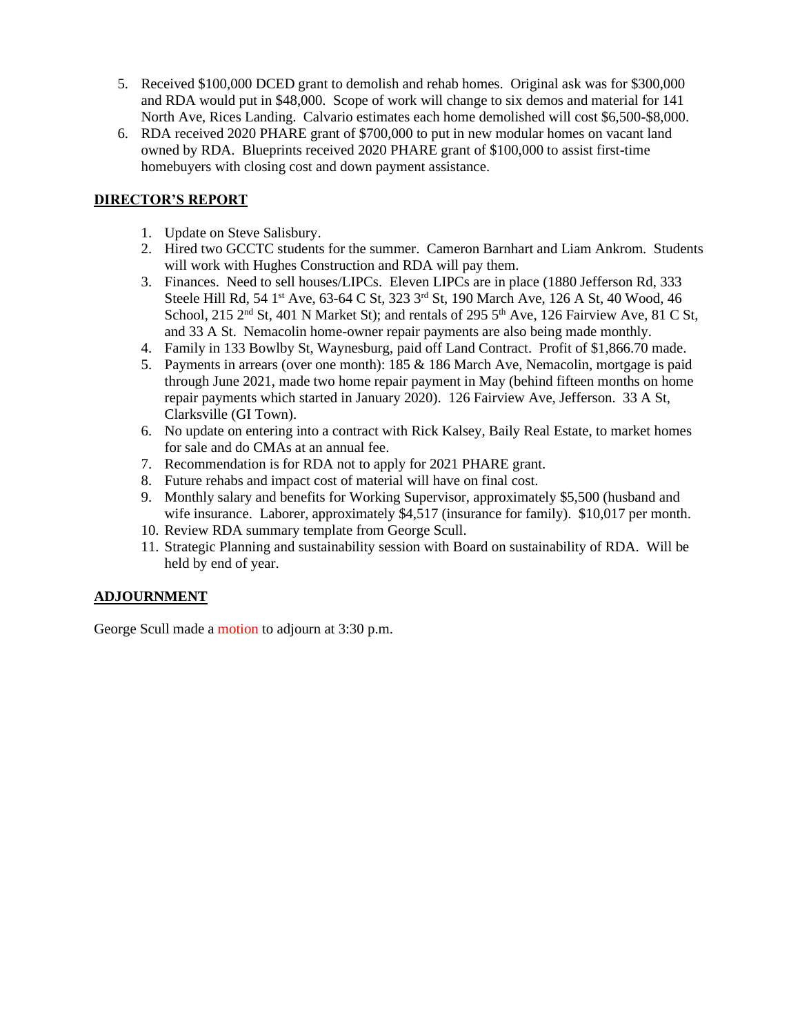5. Received $100,000 DCED grant to demolish and rehab homes. Original ask was for $300,000 and RDA would put in $48,000. Scope of work will change to six demos and material for 141 North Ave, Rices Landing. Calvario estimates each home demolished will cost $6,500-$8,000.
6. RDA received 2020 PHARE grant of $700,000 to put in new modular homes on vacant land owned by RDA. Blueprints received 2020 PHARE grant of $100,000 to assist first-time homebuyers with closing cost and down payment assistance.

## DIRECTOR'S REPORT

1. Update on Steve Salisbury.
2. Hired two GCCTC students for the summer. Cameron Barnhart and Liam Ankrom. Students will work with Hughes Construction and RDA will pay them.
3. Finances. Need to sell houses/LIPCs. Eleven LIPCs are in place (1880 Jefferson Rd, 333 Steele Hill Rd, 54 1st Ave, 63-64 C St, 323 3rd St, 190 March Ave, 126 A St, 40 Wood, 46 School, 215 2nd St, 401 N Market St); and rentals of 295 5th Ave, 126 Fairview Ave, 81 C St, and 33 A St. Nemacolin home-owner repair payments are also being made monthly.
4. Family in 133 Bowlby St, Waynesburg, paid off Land Contract. Profit of $1,866.70 made.
5. Payments in arrears (over one month): 185 & 186 March Ave, Nemacolin, mortgage is paid through June 2021, made two home repair payment in May (behind fifteen months on home repair payments which started in January 2020). 126 Fairview Ave, Jefferson. 33 A St, Clarksville (GI Town).
6. No update on entering into a contract with Rick Kalsey, Baily Real Estate, to market homes for sale and do CMAs at an annual fee.
7. Recommendation is for RDA not to apply for 2021 PHARE grant.
8. Future rehabs and impact cost of material will have on final cost.
9. Monthly salary and benefits for Working Supervisor, approximately $5,500 (husband and wife insurance. Laborer, approximately $4,517 (insurance for family). $10,017 per month.
10. Review RDA summary template from George Scull.
11. Strategic Planning and sustainability session with Board on sustainability of RDA. Will be held by end of year.

## ADJOURNMENT

George Scull made a motion to adjourn at 3:30 p.m.